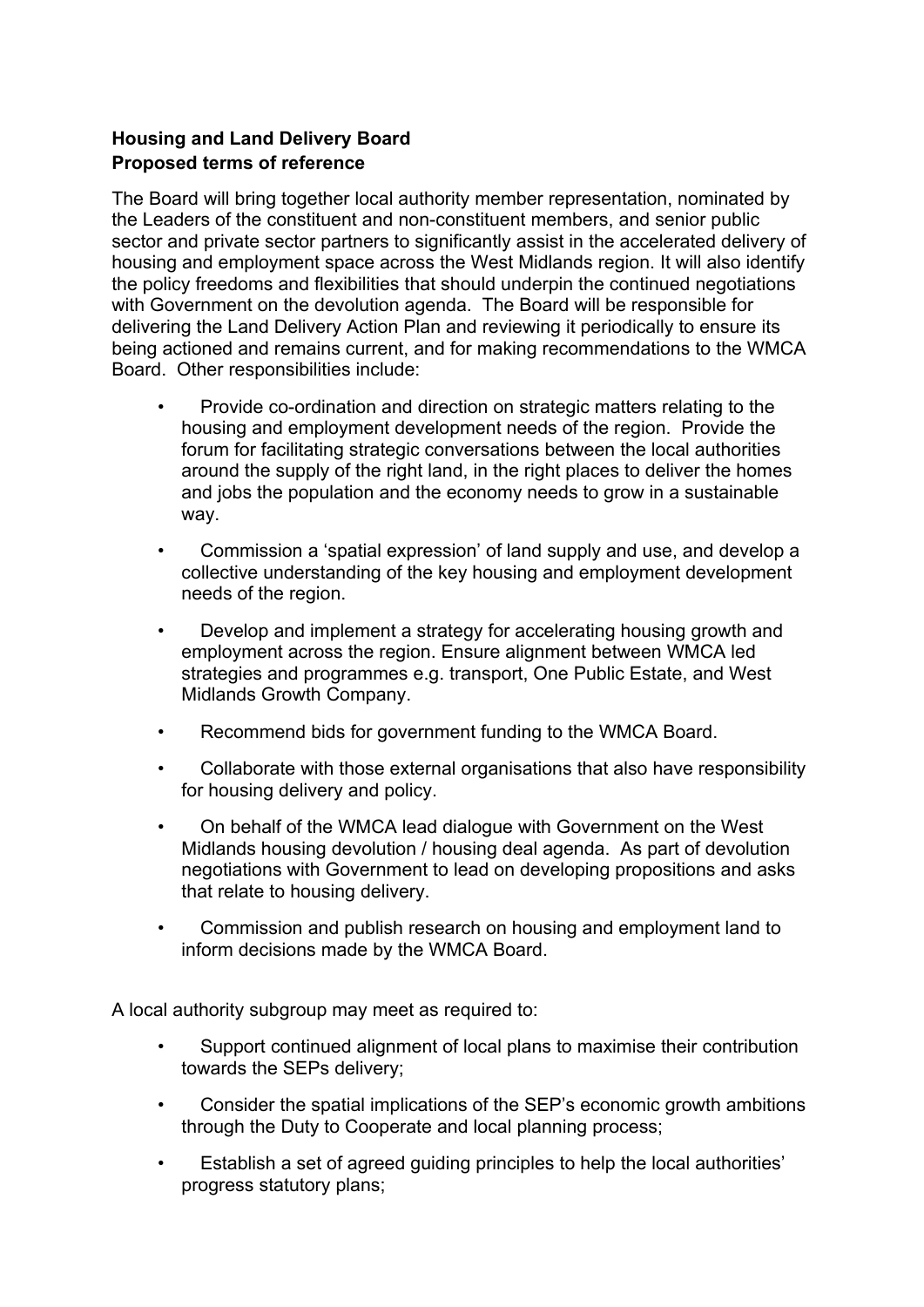**Housing and Land Delivery Board**
**Proposed terms of reference**

The Board will bring together local authority member representation, nominated by the Leaders of the constituent and non-constituent members, and senior public sector and private sector partners to significantly assist in the accelerated delivery of housing and employment space across the West Midlands region. It will also identify the policy freedoms and flexibilities that should underpin the continued negotiations with Government on the devolution agenda. The Board will be responsible for delivering the Land Delivery Action Plan and reviewing it periodically to ensure its being actioned and remains current, and for making recommendations to the WMCA Board. Other responsibilities include:

- Provide co-ordination and direction on strategic matters relating to the housing and employment development needs of the region. Provide the forum for facilitating strategic conversations between the local authorities around the supply of the right land, in the right places to deliver the homes and jobs the population and the economy needs to grow in a sustainable way.
- Commission a 'spatial expression' of land supply and use, and develop a collective understanding of the key housing and employment development needs of the region.
- Develop and implement a strategy for accelerating housing growth and employment across the region. Ensure alignment between WMCA led strategies and programmes e.g. transport, One Public Estate, and West Midlands Growth Company.
- Recommend bids for government funding to the WMCA Board.
- Collaborate with those external organisations that also have responsibility for housing delivery and policy.
- On behalf of the WMCA lead dialogue with Government on the West Midlands housing devolution / housing deal agenda. As part of devolution negotiations with Government to lead on developing propositions and asks that relate to housing delivery.
- Commission and publish research on housing and employment land to inform decisions made by the WMCA Board.

A local authority subgroup may meet as required to:

- Support continued alignment of local plans to maximise their contribution towards the SEPs delivery;
- Consider the spatial implications of the SEP's economic growth ambitions through the Duty to Cooperate and local planning process;
- Establish a set of agreed guiding principles to help the local authorities' progress statutory plans;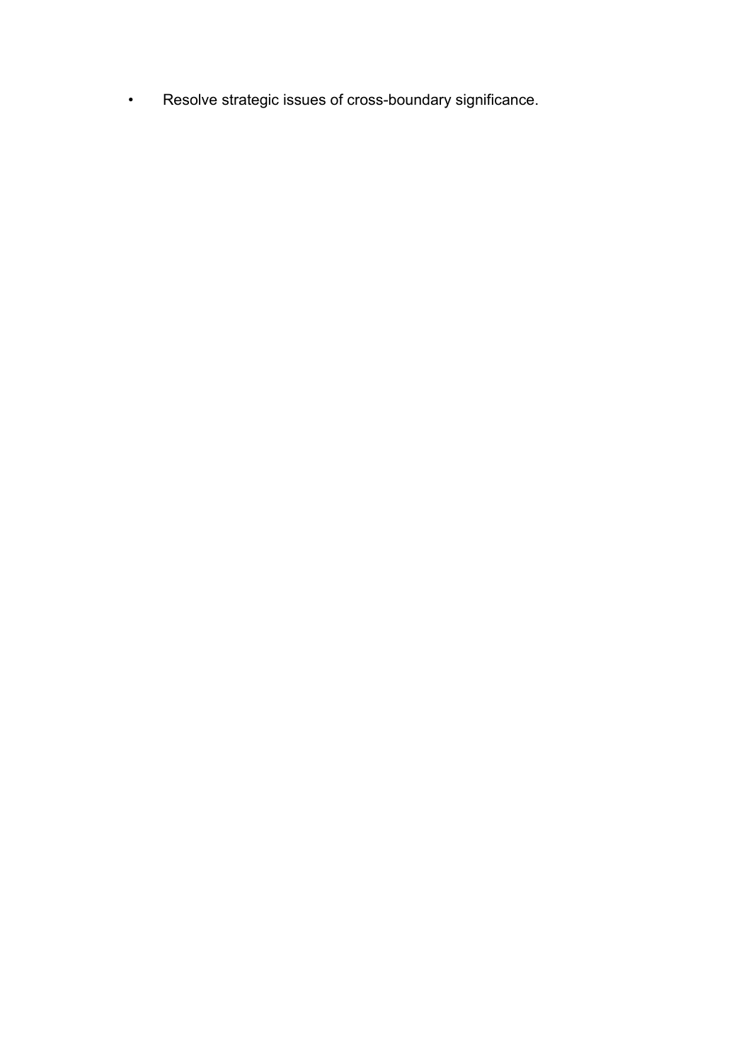- Resolve strategic issues of cross-boundary significance.